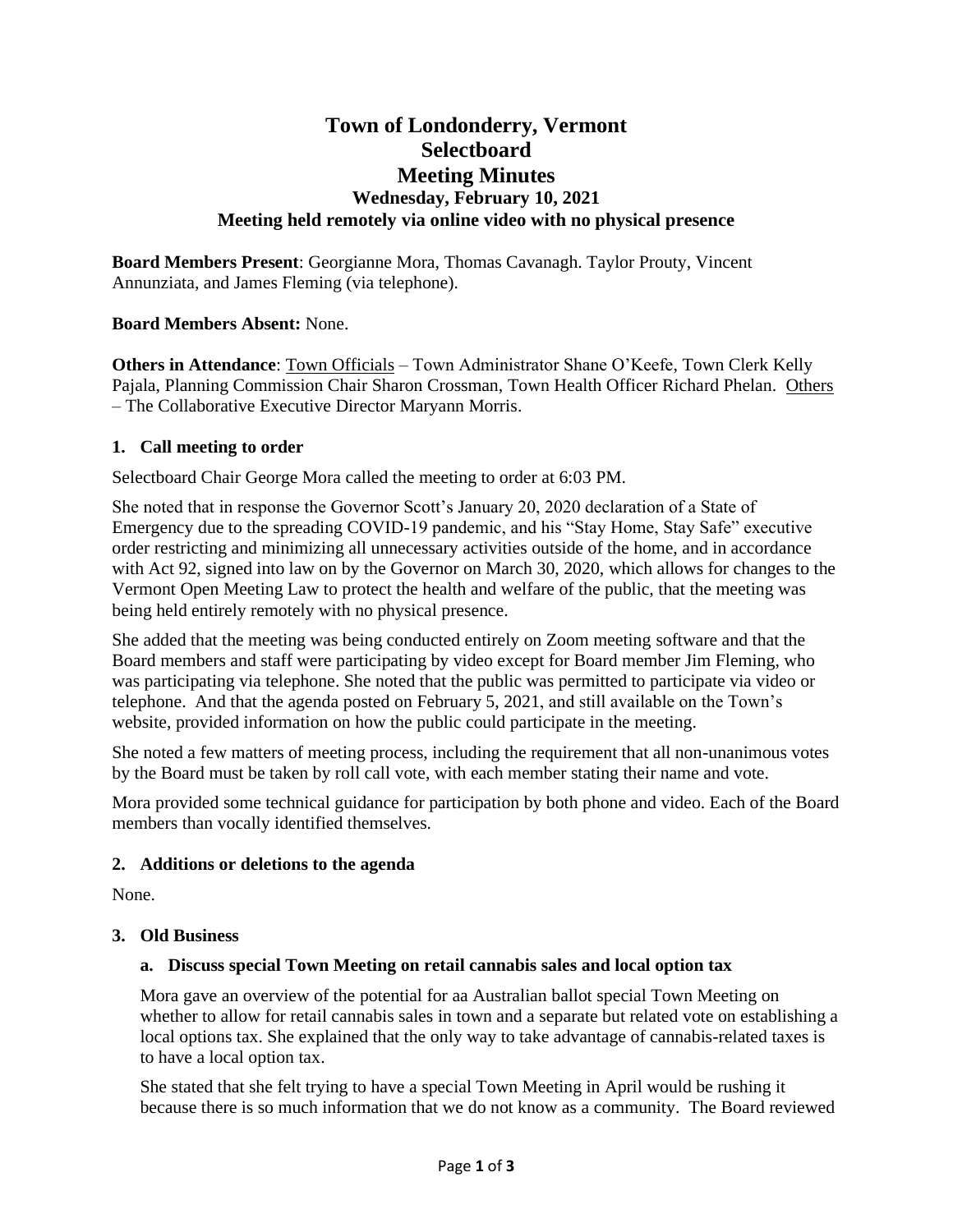# Town of Londonderry, Vermont
# Selectboard
# Meeting Minutes
### Wednesday, February 10, 2021
### Meeting held remotely via online video with no physical presence

**Board Members Present**: Georgianne Mora, Thomas Cavanagh. Taylor Prouty, Vincent Annunziata, and James Fleming (via telephone).

**Board Members Absent:** None.

**Others in Attendance**: Town Officials – Town Administrator Shane O'Keefe, Town Clerk Kelly Pajala, Planning Commission Chair Sharon Crossman, Town Health Officer Richard Phelan. Others – The Collaborative Executive Director Maryann Morris.

### 1. Call meeting to order

Selectboard Chair George Mora called the meeting to order at 6:03 PM.

She noted that in response the Governor Scott's January 20, 2020 declaration of a State of Emergency due to the spreading COVID-19 pandemic, and his "Stay Home, Stay Safe" executive order restricting and minimizing all unnecessary activities outside of the home, and in accordance with Act 92, signed into law on by the Governor on March 30, 2020, which allows for changes to the Vermont Open Meeting Law to protect the health and welfare of the public, that the meeting was being held entirely remotely with no physical presence.

She added that the meeting was being conducted entirely on Zoom meeting software and that the Board members and staff were participating by video except for Board member Jim Fleming, who was participating via telephone. She noted that the public was permitted to participate via video or telephone. And that the agenda posted on February 5, 2021, and still available on the Town's website, provided information on how the public could participate in the meeting.

She noted a few matters of meeting process, including the requirement that all non-unanimous votes by the Board must be taken by roll call vote, with each member stating their name and vote.

Mora provided some technical guidance for participation by both phone and video. Each of the Board members than vocally identified themselves.

### 2. Additions or deletions to the agenda

None.

### 3. Old Business

#### a. Discuss special Town Meeting on retail cannabis sales and local option tax

Mora gave an overview of the potential for aa Australian ballot special Town Meeting on whether to allow for retail cannabis sales in town and a separate but related vote on establishing a local options tax. She explained that the only way to take advantage of cannabis-related taxes is to have a local option tax.

She stated that she felt trying to have a special Town Meeting in April would be rushing it because there is so much information that we do not know as a community. The Board reviewed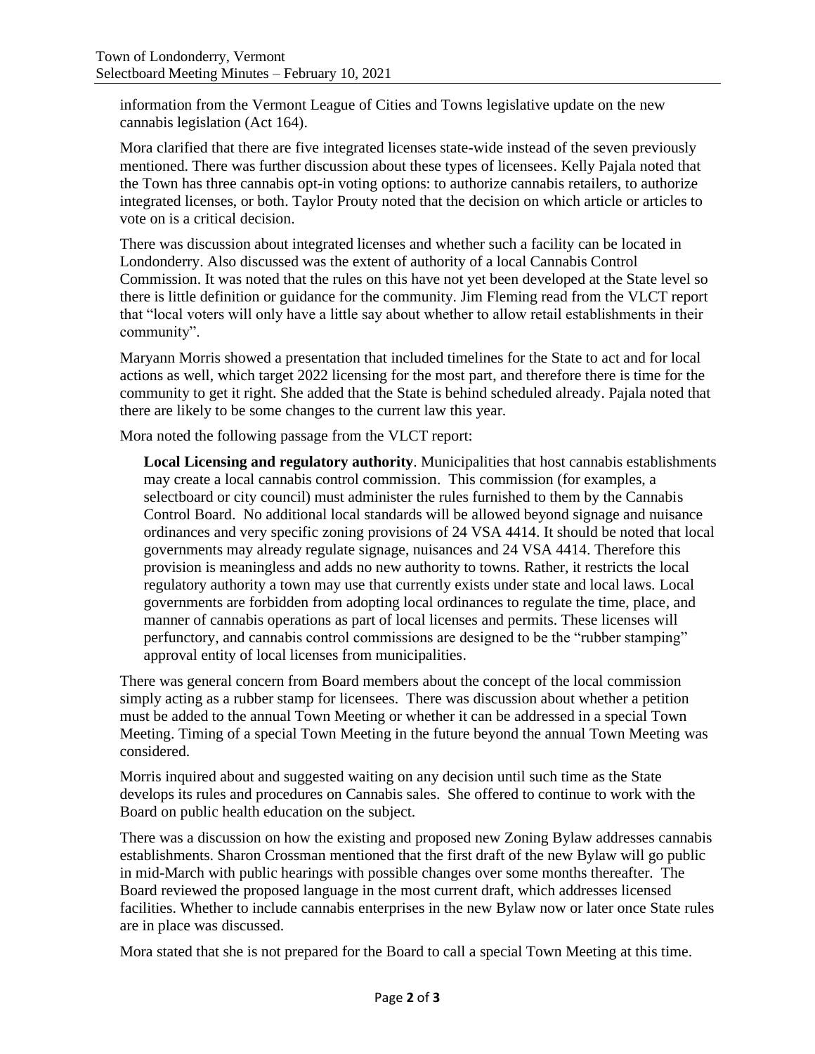information from the Vermont League of Cities and Towns legislative update on the new cannabis legislation (Act 164).

Mora clarified that there are five integrated licenses state-wide instead of the seven previously mentioned. There was further discussion about these types of licensees. Kelly Pajala noted that the Town has three cannabis opt-in voting options: to authorize cannabis retailers, to authorize integrated licenses, or both. Taylor Prouty noted that the decision on which article or articles to vote on is a critical decision.

There was discussion about integrated licenses and whether such a facility can be located in Londonderry. Also discussed was the extent of authority of a local Cannabis Control Commission. It was noted that the rules on this have not yet been developed at the State level so there is little definition or guidance for the community. Jim Fleming read from the VLCT report that "local voters will only have a little say about whether to allow retail establishments in their community".

Maryann Morris showed a presentation that included timelines for the State to act and for local actions as well, which target 2022 licensing for the most part, and therefore there is time for the community to get it right. She added that the State is behind scheduled already. Pajala noted that there are likely to be some changes to the current law this year.

Mora noted the following passage from the VLCT report:

> **Local Licensing and regulatory authority**. Municipalities that host cannabis establishments may create a local cannabis control commission. This commission (for examples, a selectboard or city council) must administer the rules furnished to them by the Cannabis Control Board. No additional local standards will be allowed beyond signage and nuisance ordinances and very specific zoning provisions of 24 VSA 4414. It should be noted that local governments may already regulate signage, nuisances and 24 VSA 4414. Therefore this provision is meaningless and adds no new authority to towns. Rather, it restricts the local regulatory authority a town may use that currently exists under state and local laws. Local governments are forbidden from adopting local ordinances to regulate the time, place, and manner of cannabis operations as part of local licenses and permits. These licenses will perfunctory, and cannabis control commissions are designed to be the "rubber stamping" approval entity of local licenses from municipalities.

There was general concern from Board members about the concept of the local commission simply acting as a rubber stamp for licensees. There was discussion about whether a petition must be added to the annual Town Meeting or whether it can be addressed in a special Town Meeting. Timing of a special Town Meeting in the future beyond the annual Town Meeting was considered.

Morris inquired about and suggested waiting on any decision until such time as the State develops its rules and procedures on Cannabis sales. She offered to continue to work with the Board on public health education on the subject.

There was a discussion on how the existing and proposed new Zoning Bylaw addresses cannabis establishments. Sharon Crossman mentioned that the first draft of the new Bylaw will go public in mid-March with public hearings with possible changes over some months thereafter. The Board reviewed the proposed language in the most current draft, which addresses licensed facilities. Whether to include cannabis enterprises in the new Bylaw now or later once State rules are in place was discussed.

Mora stated that she is not prepared for the Board to call a special Town Meeting at this time.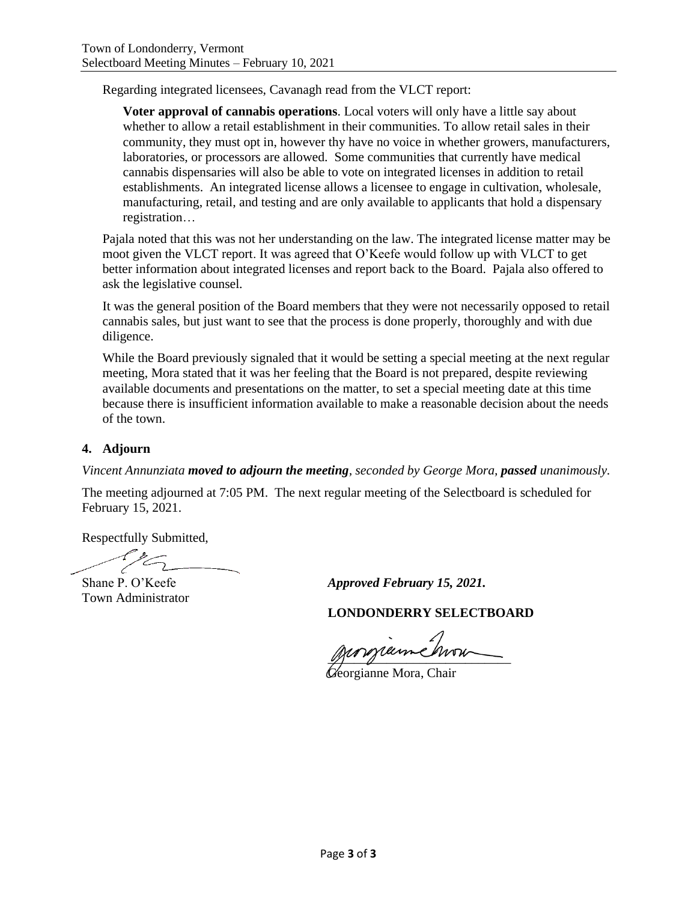Regarding integrated licensees, Cavanagh read from the VLCT report:

> **Voter approval of cannabis operations**. Local voters will only have a little say about whether to allow a retail establishment in their communities. To allow retail sales in their community, they must opt in, however thy have no voice in whether growers, manufacturers, laboratories, or processors are allowed. Some communities that currently have medical cannabis dispensaries will also be able to vote on integrated licenses in addition to retail establishments. An integrated license allows a licensee to engage in cultivation, wholesale, manufacturing, retail, and testing and are only available to applicants that hold a dispensary registration…

Pajala noted that this was not her understanding on the law. The integrated license matter may be moot given the VLCT report. It was agreed that O'Keefe would follow up with VLCT to get better information about integrated licenses and report back to the Board. Pajala also offered to ask the legislative counsel.

It was the general position of the Board members that they were not necessarily opposed to retail cannabis sales, but just want to see that the process is done properly, thoroughly and with due diligence.

While the Board previously signaled that it would be setting a special meeting at the next regular meeting, Mora stated that it was her feeling that the Board is not prepared, despite reviewing available documents and presentations on the matter, to set a special meeting date at this time because there is insufficient information available to make a reasonable decision about the needs of the town.

## 4. Adjourn

*Vincent Annunziata **moved to adjourn the meeting**, seconded by George Mora, **passed** unanimously.*

The meeting adjourned at 7:05 PM. The next regular meeting of the Selectboard is scheduled for February 15, 2021.

Respectfully Submitted,

Shane P. O'Keefe
Town Administrator

***Approved February 15, 2021.***

**LONDONDERRY SELECTBOARD**

Georgianne Mora, Chair